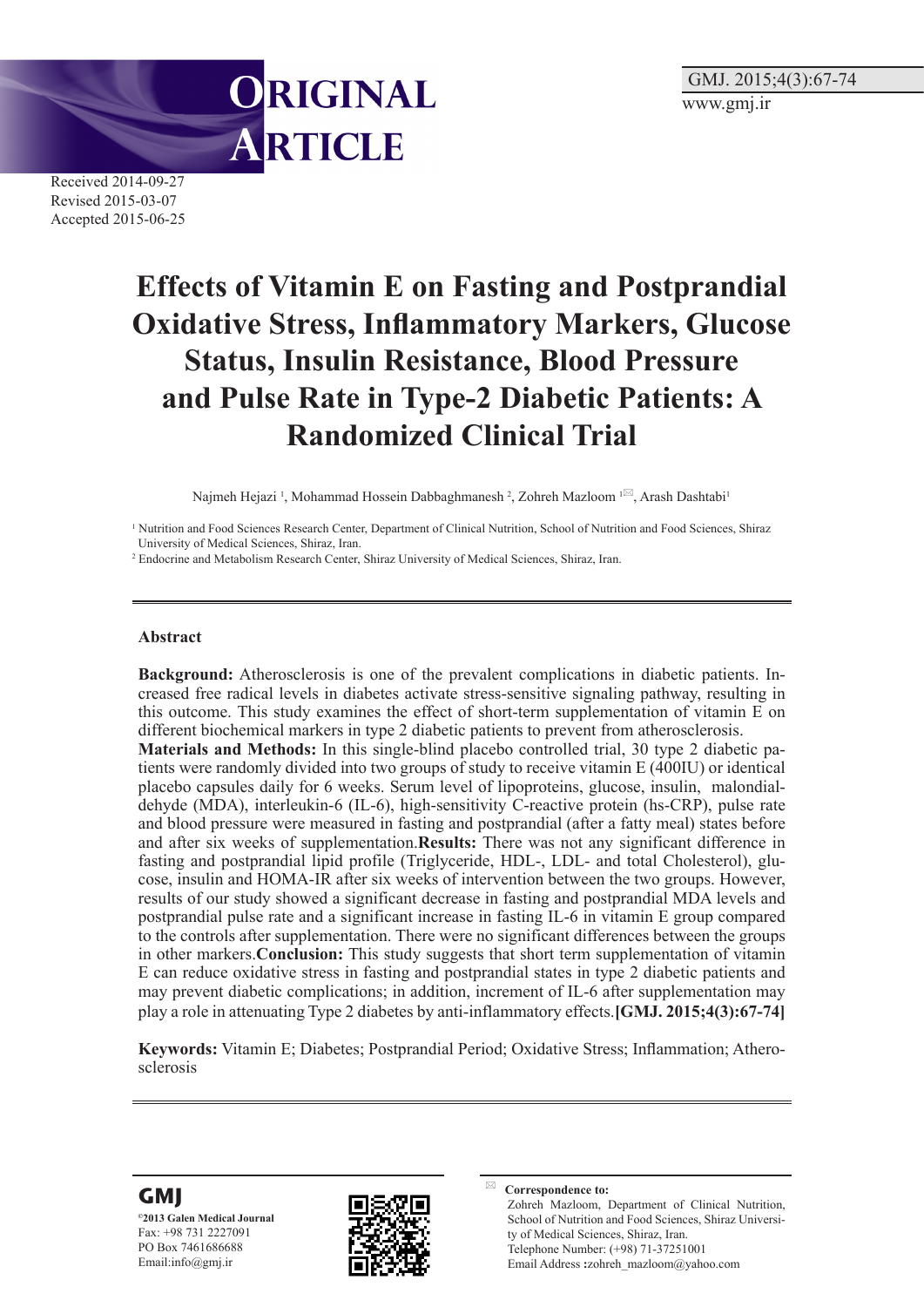ORIGINAL ARTICLE

Received 2014-09-27
Revised 2015-03-07
Accepted 2015-06-25

# Effects of Vitamin E on Fasting and Postprandial Oxidative Stress, Inflammatory Markers, Glucose Status, Insulin Resistance, Blood Pressure and Pulse Rate in Type-2 Diabetic Patients: A Randomized Clinical Trial

Najmeh Hejazi [1], Mohammad Hossein Dabbaghmanesh [2], Zohreh Mazloom [1], Arash Dashtabi[1]

[1] Nutrition and Food Sciences Research Center, Department of Clinical Nutrition, School of Nutrition and Food Sciences, Shiraz University of Medical Sciences, Shiraz, Iran.

[2] Endocrine and Metabolism Research Center, Shiraz University of Medical Sciences, Shiraz, Iran.

## Abstract

**Background:** Atherosclerosis is one of the prevalent complications in diabetic patients. Increased free radical levels in diabetes activate stress-sensitive signaling pathway, resulting in this outcome. This study examines the effect of short-term supplementation of vitamin E on different biochemical markers in type 2 diabetic patients to prevent from atherosclerosis.
**Materials and Methods:** In this single-blind placebo controlled trial, 30 type 2 diabetic patients were randomly divided into two groups of study to receive vitamin E (400IU) or identical placebo capsules daily for 6 weeks. Serum level of lipoproteins, glucose, insulin, malondialdehyde (MDA), interleukin-6 (IL-6), high-sensitivity C-reactive protein (hs-CRP), pulse rate and blood pressure were measured in fasting and postprandial (after a fatty meal) states before and after six weeks of supplementation.**Results:** There was not any significant difference in fasting and postprandial lipid profile (Triglyceride, HDL-, LDL- and total Cholesterol), glucose, insulin and HOMA-IR after six weeks of intervention between the two groups. However, results of our study showed a significant decrease in fasting and postprandial MDA levels and postprandial pulse rate and a significant increase in fasting IL-6 in vitamin E group compared to the controls after supplementation. There were no significant differences between the groups in other markers.**Conclusion:** This study suggests that short term supplementation of vitamin E can reduce oxidative stress in fasting and postprandial states in type 2 diabetic patients and may prevent diabetic complications; in addition, increment of IL-6 after supplementation may play a role in attenuating Type 2 diabetes by anti-inflammatory effects.**[GMJ. 2015;4(3):67-74]**

**Keywords:** Vitamin E; Diabetes; Postprandial Period; Oxidative Stress; Inflammation; Atherosclerosis

**GMJ**
**©2013 Galen Medical Journal**
Fax: +98 731 2227091
PO Box 7461686688
Email:info@gmj.ir

**Correspondence to:**
Zohreh Mazloom, Department of Clinical Nutrition, School of Nutrition and Food Sciences, Shiraz University of Medical Sciences, Shiraz, Iran.
Telephone Number: (+98) 71-37251001
Email Address :zohreh_mazloom@yahoo.com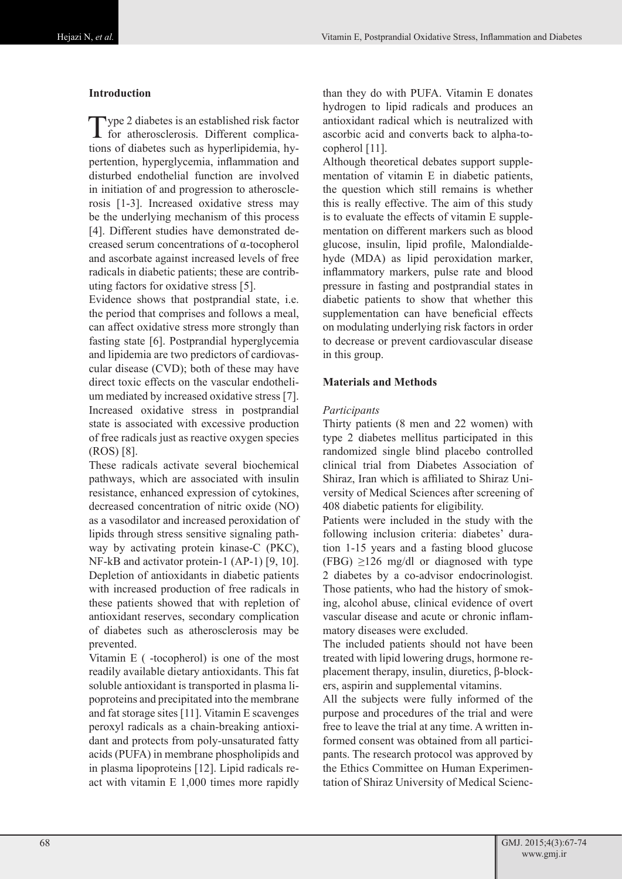## Introduction

Type 2 diabetes is an established risk factor for atherosclerosis. Different complications of diabetes such as hyperlipidemia, hypertention, hyperglycemia, inflammation and disturbed endothelial function are involved in initiation of and progression to atherosclerosis [1-3]. Increased oxidative stress may be the underlying mechanism of this process [4]. Different studies have demonstrated decreased serum concentrations of α-tocopherol and ascorbate against increased levels of free radicals in diabetic patients; these are contributing factors for oxidative stress [5].

Evidence shows that postprandial state, i.e. the period that comprises and follows a meal, can affect oxidative stress more strongly than fasting state [6]. Postprandial hyperglycemia and lipidemia are two predictors of cardiovascular disease (CVD); both of these may have direct toxic effects on the vascular endothelium mediated by increased oxidative stress [7]. Increased oxidative stress in postprandial state is associated with excessive production of free radicals just as reactive oxygen species (ROS) [8].

These radicals activate several biochemical pathways, which are associated with insulin resistance, enhanced expression of cytokines, decreased concentration of nitric oxide (NO) as a vasodilator and increased peroxidation of lipids through stress sensitive signaling pathway by activating protein kinase-C (PKC), NF-kB and activator protein-1 (AP-1) [9, 10]. Depletion of antioxidants in diabetic patients with increased production of free radicals in these patients showed that with repletion of antioxidant reserves, secondary complication of diabetes such as atherosclerosis may be prevented.

Vitamin E ( -tocopherol) is one of the most readily available dietary antioxidants. This fat soluble antioxidant is transported in plasma lipoproteins and precipitated into the membrane and fat storage sites [11]. Vitamin E scavenges peroxyl radicals as a chain-breaking antioxidant and protects from poly-unsaturated fatty acids (PUFA) in membrane phospholipids and in plasma lipoproteins [12]. Lipid radicals react with vitamin E 1,000 times more rapidly than they do with PUFA. Vitamin E donates hydrogen to lipid radicals and produces an antioxidant radical which is neutralized with ascorbic acid and converts back to alpha-tocopherol [11].

Although theoretical debates support supplementation of vitamin E in diabetic patients, the question which still remains is whether this is really effective. The aim of this study is to evaluate the effects of vitamin E supplementation on different markers such as blood glucose, insulin, lipid profile, Malondialdehyde (MDA) as lipid peroxidation marker, inflammatory markers, pulse rate and blood pressure in fasting and postprandial states in diabetic patients to show that whether this supplementation can have beneficial effects on modulating underlying risk factors in order to decrease or prevent cardiovascular disease in this group.

## Materials and Methods

### *Participants*

Thirty patients (8 men and 22 women) with type 2 diabetes mellitus participated in this randomized single blind placebo controlled clinical trial from Diabetes Association of Shiraz, Iran which is affiliated to Shiraz University of Medical Sciences after screening of 408 diabetic patients for eligibility.

Patients were included in the study with the following inclusion criteria: diabetes' duration 1-15 years and a fasting blood glucose (FBG) ≥126 mg/dl or diagnosed with type 2 diabetes by a co-advisor endocrinologist. Those patients, who had the history of smoking, alcohol abuse, clinical evidence of overt vascular disease and acute or chronic inflammatory diseases were excluded.

The included patients should not have been treated with lipid lowering drugs, hormone replacement therapy, insulin, diuretics, β-blockers, aspirin and supplemental vitamins.

All the subjects were fully informed of the purpose and procedures of the trial and were free to leave the trial at any time. A written informed consent was obtained from all participants. The research protocol was approved by the Ethics Committee on Human Experimentation of Shiraz University of Medical Scienc-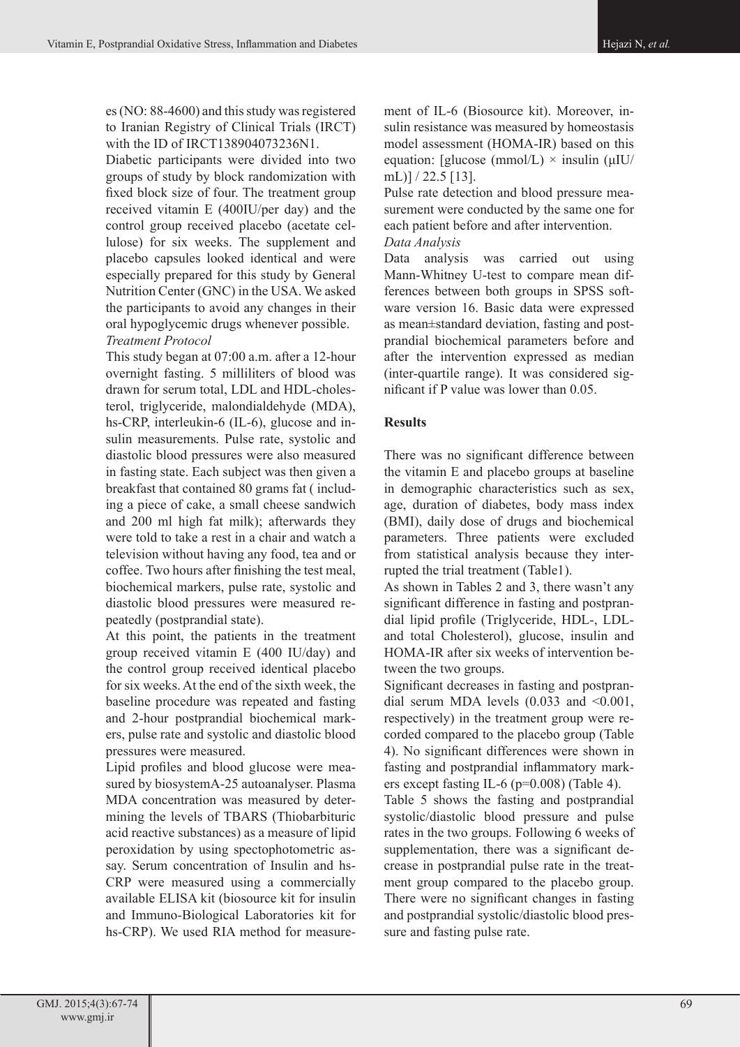es (NO: 88-4600) and this study was registered to Iranian Registry of Clinical Trials (IRCT) with the ID of IRCT138904073236N1.

Diabetic participants were divided into two groups of study by block randomization with fixed block size of four. The treatment group received vitamin E (400IU/per day) and the control group received placebo (acetate cellulose) for six weeks. The supplement and placebo capsules looked identical and were especially prepared for this study by General Nutrition Center (GNC) in the USA. We asked the participants to avoid any changes in their oral hypoglycemic drugs whenever possible.

*Treatment Protocol*

This study began at 07:00 a.m. after a 12-hour overnight fasting. 5 milliliters of blood was drawn for serum total, LDL and HDL-cholesterol, triglyceride, malondialdehyde (MDA), hs-CRP, interleukin-6 (IL-6), glucose and insulin measurements. Pulse rate, systolic and diastolic blood pressures were also measured in fasting state. Each subject was then given a breakfast that contained 80 grams fat ( including a piece of cake, a small cheese sandwich and 200 ml high fat milk); afterwards they were told to take a rest in a chair and watch a television without having any food, tea and or coffee. Two hours after finishing the test meal, biochemical markers, pulse rate, systolic and diastolic blood pressures were measured repeatedly (postprandial state).

At this point, the patients in the treatment group received vitamin E (400 IU/day) and the control group received identical placebo for six weeks. At the end of the sixth week, the baseline procedure was repeated and fasting and 2-hour postprandial biochemical markers, pulse rate and systolic and diastolic blood pressures were measured.

Lipid profiles and blood glucose were measured by biosystemA-25 autoanalyser. Plasma MDA concentration was measured by determining the levels of TBARS (Thiobarbituric acid reactive substances) as a measure of lipid peroxidation by using spectophotometric assay. Serum concentration of Insulin and hs-CRP were measured using a commercially available ELISA kit (biosource kit for insulin and Immuno-Biological Laboratories kit for hs-CRP). We used RIA method for measurement of IL-6 (Biosource kit). Moreover, insulin resistance was measured by homeostasis model assessment (HOMA-IR) based on this equation: [glucose (mmol/L) × insulin (μIU/mL)] / 22.5 [13].

Pulse rate detection and blood pressure measurement were conducted by the same one for each patient before and after intervention.

*Data Analysis*

Data analysis was carried out using Mann-Whitney U-test to compare mean differences between both groups in SPSS software version 16. Basic data were expressed as mean±standard deviation, fasting and postprandial biochemical parameters before and after the intervention expressed as median (inter-quartile range). It was considered significant if P value was lower than 0.05.

## Results

There was no significant difference between the vitamin E and placebo groups at baseline in demographic characteristics such as sex, age, duration of diabetes, body mass index (BMI), daily dose of drugs and biochemical parameters. Three patients were excluded from statistical analysis because they interrupted the trial treatment (Table1).

As shown in Tables 2 and 3, there wasn't any significant difference in fasting and postprandial lipid profile (Triglyceride, HDL-, LDL- and total Cholesterol), glucose, insulin and HOMA-IR after six weeks of intervention between the two groups.

Significant decreases in fasting and postprandial serum MDA levels (0.033 and <0.001, respectively) in the treatment group were recorded compared to the placebo group (Table 4). No significant differences were shown in fasting and postprandial inflammatory markers except fasting IL-6 (p=0.008) (Table 4).

Table 5 shows the fasting and postprandial systolic/diastolic blood pressure and pulse rates in the two groups. Following 6 weeks of supplementation, there was a significant decrease in postprandial pulse rate in the treatment group compared to the placebo group. There were no significant changes in fasting and postprandial systolic/diastolic blood pressure and fasting pulse rate.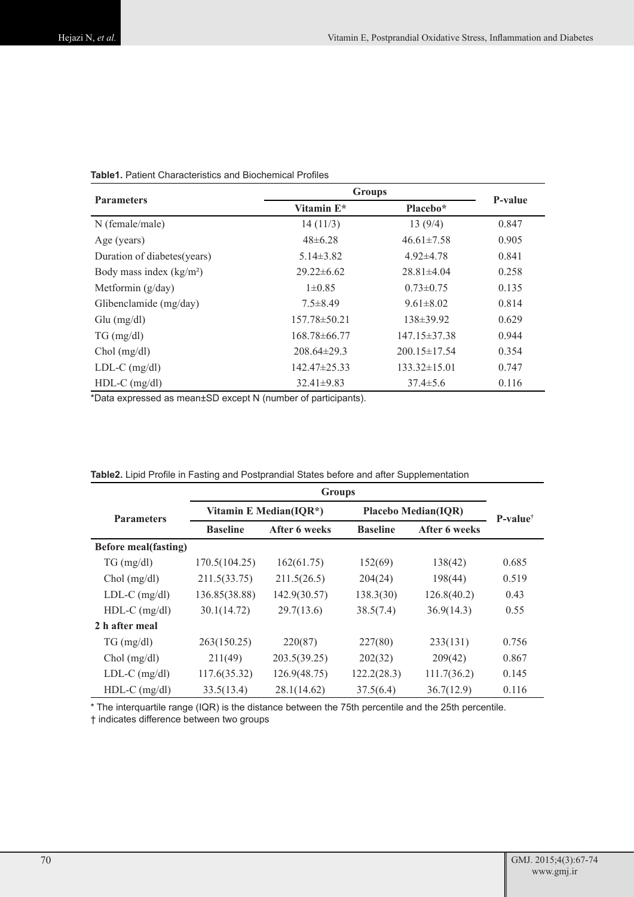**Table1.** Patient Characteristics and Biochemical Profiles

| Parameters | Groups | | P-value |
|---|---|---|---|
| | Vitamin E* | Placebo* | |
| N (female/male) | 14 (11/3) | 13 (9/4) | 0.847 |
| Age (years) | 48±6.28 | 46.61±7.58 | 0.905 |
| Duration of diabetes(years) | 5.14±3.82 | 4.92±4.78 | 0.841 |
| Body mass index (kg/m²) | 29.22±6.62 | 28.81±4.04 | 0.258 |
| Metformin (g/day) | 1±0.85 | 0.73±0.75 | 0.135 |
| Glibenclamide (mg/day) | 7.5±8.49 | 9.61±8.02 | 0.814 |
| Glu (mg/dl) | 157.78±50.21 | 138±39.92 | 0.629 |
| TG (mg/dl) | 168.78±66.77 | 147.15±37.38 | 0.944 |
| Chol (mg/dl) | 208.64±29.3 | 200.15±17.54 | 0.354 |
| LDL-C (mg/dl) | 142.47±25.33 | 133.32±15.01 | 0.747 |
| HDL-C (mg/dl) | 32.41±9.83 | 37.4±5.6 | 0.116 |

*Data expressed as mean±SD except N (number of participants).

**Table2.** Lipid Profile in Fasting and Postprandial States before and after Supplementation

| Parameters | Groups | | | | P-value† |
|---|---|---|---|---|---|
| | Vitamin E Median(IQR*) | | Placebo Median(IQR) | | |
| | Baseline | After 6 weeks | Baseline | After 6 weeks | |
| **Before meal(fasting)** | | | | | |
| TG (mg/dl) | 170.5(104.25) | 162(61.75) | 152(69) | 138(42) | 0.685 |
| Chol (mg/dl) | 211.5(33.75) | 211.5(26.5) | 204(24) | 198(44) | 0.519 |
| LDL-C (mg/dl) | 136.85(38.88) | 142.9(30.57) | 138.3(30) | 126.8(40.2) | 0.43 |
| HDL-C (mg/dl) | 30.1(14.72) | 29.7(13.6) | 38.5(7.4) | 36.9(14.3) | 0.55 |
| **2 h after meal** | | | | | |
| TG (mg/dl) | 263(150.25) | 220(87) | 227(80) | 233(131) | 0.756 |
| Chol (mg/dl) | 211(49) | 203.5(39.25) | 202(32) | 209(42) | 0.867 |
| LDL-C (mg/dl) | 117.6(35.32) | 126.9(48.75) | 122.2(28.3) | 111.7(36.2) | 0.145 |
| HDL-C (mg/dl) | 33.5(13.4) | 28.1(14.62) | 37.5(6.4) | 36.7(12.9) | 0.116 |

* The interquartile range (IQR) is the distance between the 75th percentile and the 25th percentile.

† indicates difference between two groups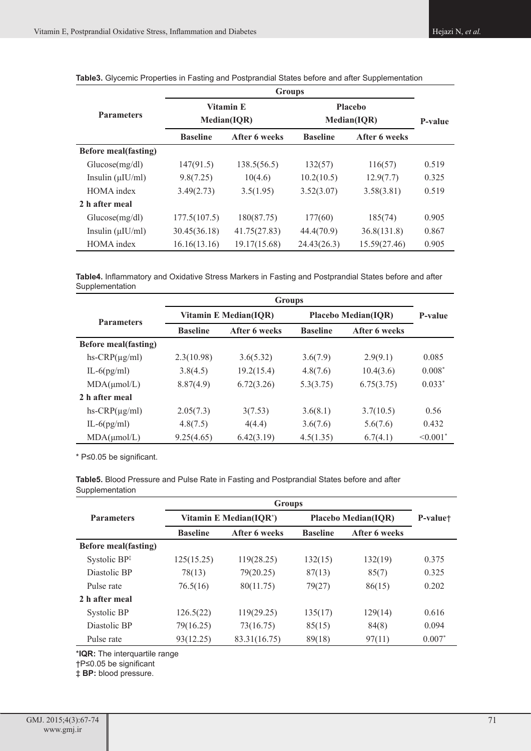**Table3.** Glycemic Properties in Fasting and Postprandial States before and after Supplementation

| Parameters | Groups | | | | P-value |
|---|---|---|---|---|---|
| | Vitamin E Median(IQR) | | Placebo Median(IQR) | | |
| | Baseline | After 6 weeks | Baseline | After 6 weeks | |
| **Before meal(fasting)** | | | | | |
| Glucose(mg/dl) | 147(91.5) | 138.5(56.5) | 132(57) | 116(57) | 0.519 |
| Insulin (μIU/ml) | 9.8(7.25) | 10(4.6) | 10.2(10.5) | 12.9(7.7) | 0.325 |
| HOMA index | 3.49(2.73) | 3.5(1.95) | 3.52(3.07) | 3.58(3.81) | 0.519 |
| **2 h after meal** | | | | | |
| Glucose(mg/dl) | 177.5(107.5) | 180(87.75) | 177(60) | 185(74) | 0.905 |
| Insulin (μIU/ml) | 30.45(36.18) | 41.75(27.83) | 44.4(70.9) | 36.8(131.8) | 0.867 |
| HOMA index | 16.16(13.16) | 19.17(15.68) | 24.43(26.3) | 15.59(27.46) | 0.905 |

**Table4.** Inflammatory and Oxidative Stress Markers in Fasting and Postprandial States before and after Supplementation

| Parameters | Groups | | | | P-value |
|---|---|---|---|---|---|
| | Vitamin E Median(IQR) | | Placebo Median(IQR) | | |
| | Baseline | After 6 weeks | Baseline | After 6 weeks | |
| **Before meal(fasting)** | | | | | |
| hs-CRP(μg/ml) | 2.3(10.98) | 3.6(5.32) | 3.6(7.9) | 2.9(9.1) | 0.085 |
| IL-6(pg/ml) | 3.8(4.5) | 19.2(15.4) | 4.8(7.6) | 10.4(3.6) | 0.008* |
| MDA(μmol/L) | 8.87(4.9) | 6.72(3.26) | 5.3(3.75) | 6.75(3.75) | 0.033* |
| **2 h after meal** | | | | | |
| hs-CRP(μg/ml) | 2.05(7.3) | 3(7.53) | 3.6(8.1) | 3.7(10.5) | 0.56 |
| IL-6(pg/ml) | 4.8(7.5) | 4(4.4) | 3.6(7.6) | 5.6(7.6) | 0.432 |
| MDA(μmol/L) | 9.25(4.65) | 6.42(3.19) | 4.5(1.35) | 6.7(4.1) | <0.001* |

* P≤0.05 be significant.

**Table5.** Blood Pressure and Pulse Rate in Fasting and Postprandial States before and after Supplementation

| Parameters | Groups | | | | P-value† |
|---|---|---|---|---|---|
| | Vitamin E Median(IQR*) | | Placebo Median(IQR) | | |
| | Baseline | After 6 weeks | Baseline | After 6 weeks | |
| **Before meal(fasting)** | | | | | |
| Systolic BP‡ | 125(15.25) | 119(28.25) | 132(15) | 132(19) | 0.375 |
| Diastolic BP | 78(13) | 79(20.25) | 87(13) | 85(7) | 0.325 |
| Pulse rate | 76.5(16) | 80(11.75) | 79(27) | 86(15) | 0.202 |
| **2 h after meal** | | | | | |
| Systolic BP | 126.5(22) | 119(29.25) | 135(17) | 129(14) | 0.616 |
| Diastolic BP | 79(16.25) | 73(16.75) | 85(15) | 84(8) | 0.094 |
| Pulse rate | 93(12.25) | 83.31(16.75) | 89(18) | 97(11) | 0.007* |

***IQR:** The interquartile range

†P≤0.05 be significant

‡ **BP:** blood pressure.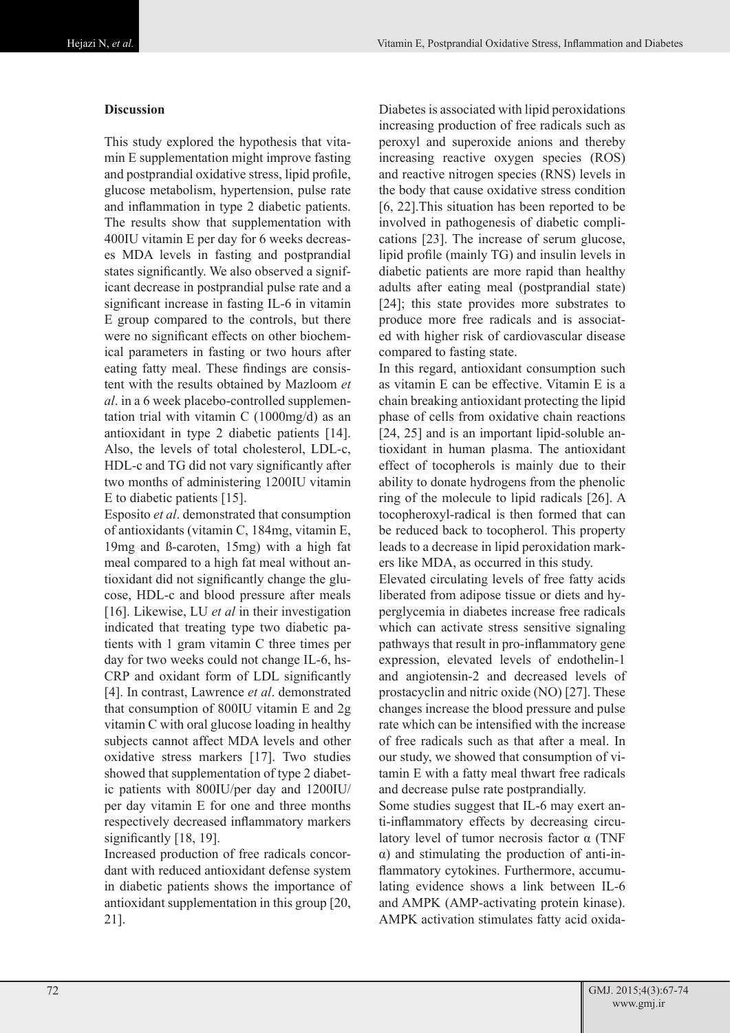## Discussion

This study explored the hypothesis that vitamin E supplementation might improve fasting and postprandial oxidative stress, lipid profile, glucose metabolism, hypertension, pulse rate and inflammation in type 2 diabetic patients. The results show that supplementation with 400IU vitamin E per day for 6 weeks decreases MDA levels in fasting and postprandial states significantly. We also observed a significant decrease in postprandial pulse rate and a significant increase in fasting IL-6 in vitamin E group compared to the controls, but there were no significant effects on other biochemical parameters in fasting or two hours after eating fatty meal. These findings are consistent with the results obtained by Mazloom *et al*. in a 6 week placebo-controlled supplementation trial with vitamin C (1000mg/d) as an antioxidant in type 2 diabetic patients [14]. Also, the levels of total cholesterol, LDL-c, HDL-c and TG did not vary significantly after two months of administering 1200IU vitamin E to diabetic patients [15].

Esposito *et al*. demonstrated that consumption of antioxidants (vitamin C, 184mg, vitamin E, 19mg and ß-caroten, 15mg) with a high fat meal compared to a high fat meal without antioxidant did not significantly change the glucose, HDL-c and blood pressure after meals [16]. Likewise, LU *et al* in their investigation indicated that treating type two diabetic patients with 1 gram vitamin C three times per day for two weeks could not change IL-6, hs-CRP and oxidant form of LDL significantly [4]. In contrast, Lawrence *et al*. demonstrated that consumption of 800IU vitamin E and 2g vitamin C with oral glucose loading in healthy subjects cannot affect MDA levels and other oxidative stress markers [17]. Two studies showed that supplementation of type 2 diabetic patients with 800IU/per day and 1200IU/per day vitamin E for one and three months respectively decreased inflammatory markers significantly [18, 19].

Increased production of free radicals concordant with reduced antioxidant defense system in diabetic patients shows the importance of antioxidant supplementation in this group [20, 21].

Diabetes is associated with lipid peroxidations increasing production of free radicals such as peroxyl and superoxide anions and thereby increasing reactive oxygen species (ROS) and reactive nitrogen species (RNS) levels in the body that cause oxidative stress condition [6, 22].This situation has been reported to be involved in pathogenesis of diabetic complications [23]. The increase of serum glucose, lipid profile (mainly TG) and insulin levels in diabetic patients are more rapid than healthy adults after eating meal (postprandial state) [24]; this state provides more substrates to produce more free radicals and is associated with higher risk of cardiovascular disease compared to fasting state.

In this regard, antioxidant consumption such as vitamin E can be effective. Vitamin E is a chain breaking antioxidant protecting the lipid phase of cells from oxidative chain reactions [24, 25] and is an important lipid-soluble antioxidant in human plasma. The antioxidant effect of tocopherols is mainly due to their ability to donate hydrogens from the phenolic ring of the molecule to lipid radicals [26]. A tocopheroxyl-radical is then formed that can be reduced back to tocopherol. This property leads to a decrease in lipid peroxidation markers like MDA, as occurred in this study.

Elevated circulating levels of free fatty acids liberated from adipose tissue or diets and hyperglycemia in diabetes increase free radicals which can activate stress sensitive signaling pathways that result in pro-inflammatory gene expression, elevated levels of endothelin-1 and angiotensin-2 and decreased levels of prostacyclin and nitric oxide (NO) [27]. These changes increase the blood pressure and pulse rate which can be intensified with the increase of free radicals such as that after a meal. In our study, we showed that consumption of vitamin E with a fatty meal thwart free radicals and decrease pulse rate postprandially.

Some studies suggest that IL-6 may exert anti-inflammatory effects by decreasing circulatory level of tumor necrosis factor α (TNF α) and stimulating the production of anti-inflammatory cytokines. Furthermore, accumulating evidence shows a link between IL-6 and AMPK (AMP-activating protein kinase). AMPK activation stimulates fatty acid oxida-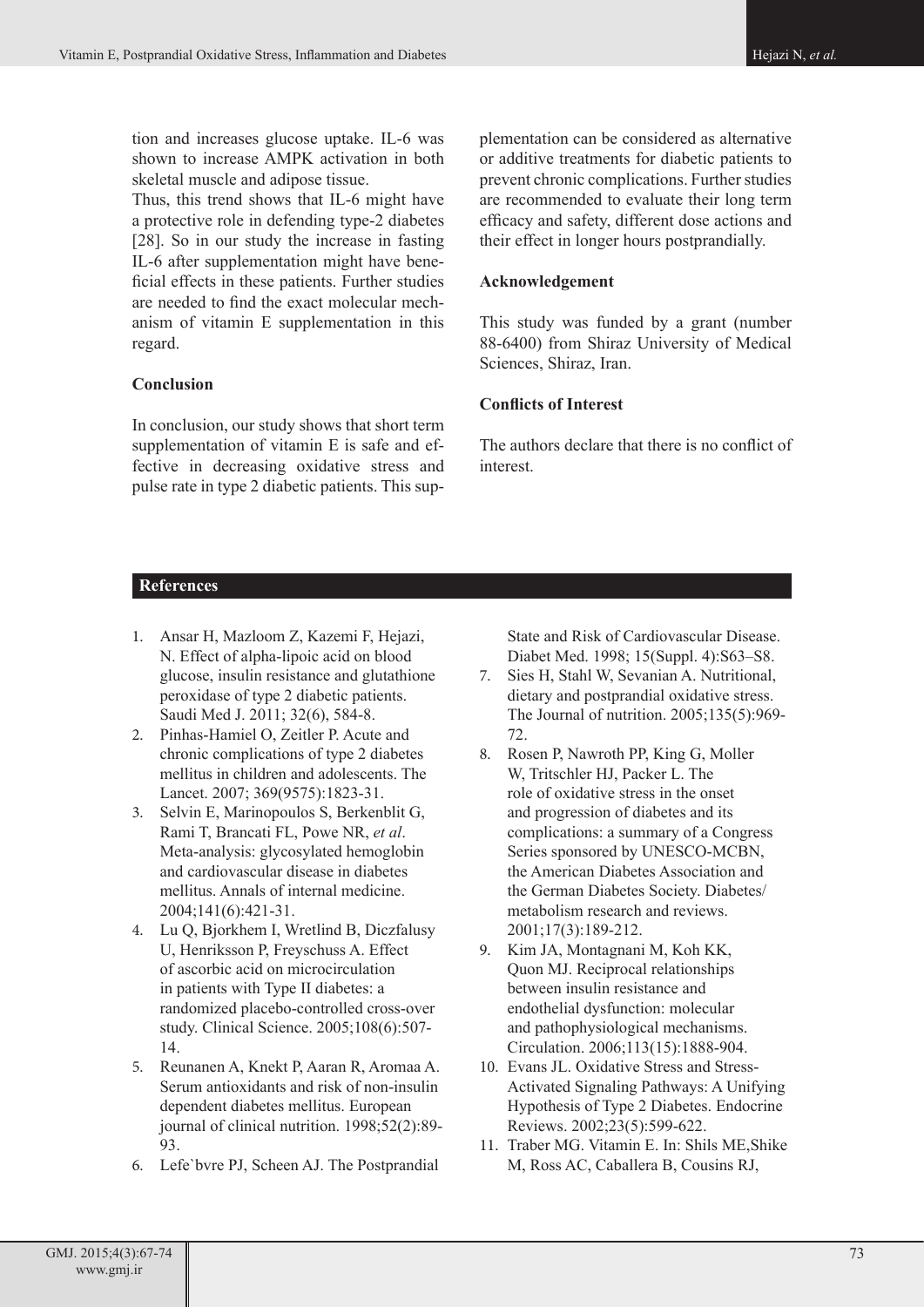tion and increases glucose uptake. IL-6 was shown to increase AMPK activation in both skeletal muscle and adipose tissue.

Thus, this trend shows that IL-6 might have a protective role in defending type-2 diabetes [28]. So in our study the increase in fasting IL-6 after supplementation might have beneficial effects in these patients. Further studies are needed to find the exact molecular mechanism of vitamin E supplementation in this regard.

## Conclusion

In conclusion, our study shows that short term supplementation of vitamin E is safe and effective in decreasing oxidative stress and pulse rate in type 2 diabetic patients. This supplementation can be considered as alternative or additive treatments for diabetic patients to prevent chronic complications. Further studies are recommended to evaluate their long term efficacy and safety, different dose actions and their effect in longer hours postprandially.

## Acknowledgement

This study was funded by a grant (number 88-6400) from Shiraz University of Medical Sciences, Shiraz, Iran.

## Conflicts of Interest

The authors declare that there is no conflict of interest.

## References

1. Ansar H, Mazloom Z, Kazemi F, Hejazi, N. Effect of alpha-lipoic acid on blood glucose, insulin resistance and glutathione peroxidase of type 2 diabetic patients. Saudi Med J. 2011; 32(6), 584-8.
2. Pinhas-Hamiel O, Zeitler P. Acute and chronic complications of type 2 diabetes mellitus in children and adolescents. The Lancet. 2007; 369(9575):1823-31.
3. Selvin E, Marinopoulos S, Berkenblit G, Rami T, Brancati FL, Powe NR, *et al*. Meta-analysis: glycosylated hemoglobin and cardiovascular disease in diabetes mellitus. Annals of internal medicine. 2004;141(6):421-31.
4. Lu Q, Bjorkhem I, Wretlind B, Diczfalusy U, Henriksson P, Freyschuss A. Effect of ascorbic acid on microcirculation in patients with Type II diabetes: a randomized placebo-controlled cross-over study. Clinical Science. 2005;108(6):507-14.
5. Reunanen A, Knekt P, Aaran R, Aromaa A. Serum antioxidants and risk of non-insulin dependent diabetes mellitus. European journal of clinical nutrition. 1998;52(2):89-93.
6. Lefe`bvre PJ, Scheen AJ. The Postprandial State and Risk of Cardiovascular Disease. Diabet Med. 1998; 15(Suppl. 4):S63–S8.
7. Sies H, Stahl W, Sevanian A. Nutritional, dietary and postprandial oxidative stress. The Journal of nutrition. 2005;135(5):969-72.
8. Rosen P, Nawroth PP, King G, Moller W, Tritschler HJ, Packer L. The role of oxidative stress in the onset and progression of diabetes and its complications: a summary of a Congress Series sponsored by UNESCO-MCBN, the American Diabetes Association and the German Diabetes Society. Diabetes/ metabolism research and reviews. 2001;17(3):189-212.
9. Kim JA, Montagnani M, Koh KK, Quon MJ. Reciprocal relationships between insulin resistance and endothelial dysfunction: molecular and pathophysiological mechanisms. Circulation. 2006;113(15):1888-904.
10. Evans JL. Oxidative Stress and Stress-Activated Signaling Pathways: A Unifying Hypothesis of Type 2 Diabetes. Endocrine Reviews. 2002;23(5):599-622.
11. Traber MG. Vitamin E. In: Shils ME,Shike M, Ross AC, Caballera B, Cousins RJ,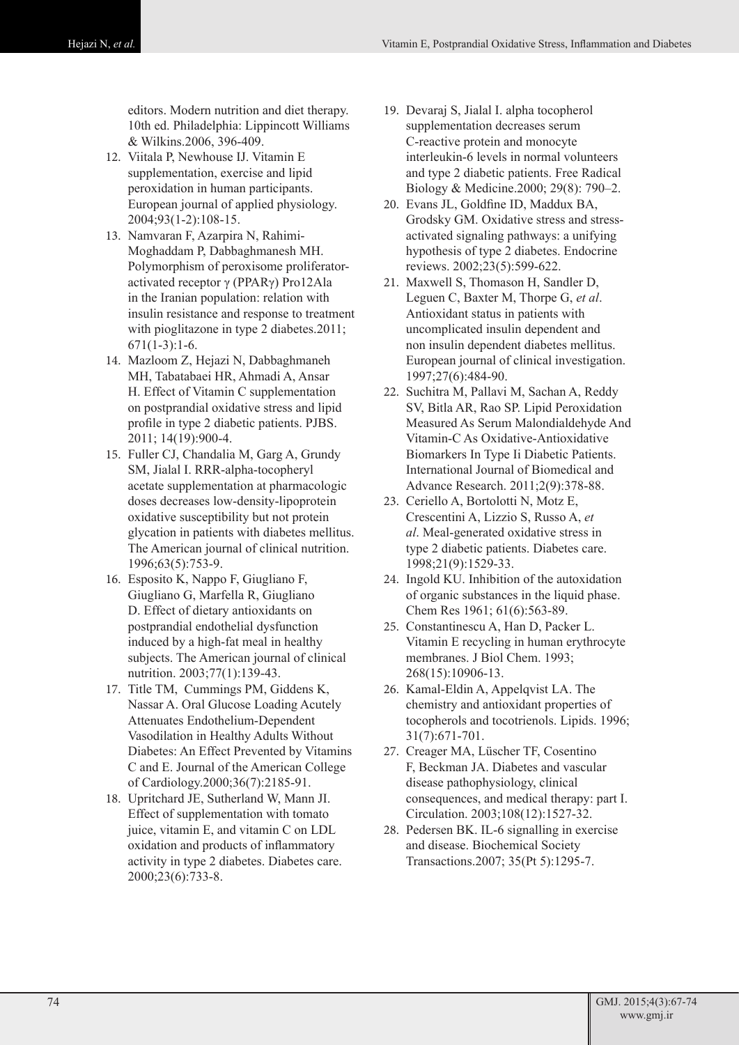editors. Modern nutrition and diet therapy. 10th ed. Philadelphia: Lippincott Williams & Wilkins.2006, 396-409.

12. Viitala P, Newhouse IJ. Vitamin E supplementation, exercise and lipid peroxidation in human participants. European journal of applied physiology. 2004;93(1-2):108-15.
13. Namvaran F, Azarpira N, Rahimi-Moghaddam P, Dabbaghmanesh MH. Polymorphism of peroxisome proliferator-activated receptor γ (PPARγ) Pro12Ala in the Iranian population: relation with insulin resistance and response to treatment with pioglitazone in type 2 diabetes.2011; 671(1-3):1-6.
14. Mazloom Z, Hejazi N, Dabbaghmaneh MH, Tabatabaei HR, Ahmadi A, Ansar H. Effect of Vitamin C supplementation on postprandial oxidative stress and lipid profile in type 2 diabetic patients. PJBS. 2011; 14(19):900-4.
15. Fuller CJ, Chandalia M, Garg A, Grundy SM, Jialal I. RRR-alpha-tocopheryl acetate supplementation at pharmacologic doses decreases low-density-lipoprotein oxidative susceptibility but not protein glycation in patients with diabetes mellitus. The American journal of clinical nutrition. 1996;63(5):753-9.
16. Esposito K, Nappo F, Giugliano F, Giugliano G, Marfella R, Giugliano D. Effect of dietary antioxidants on postprandial endothelial dysfunction induced by a high-fat meal in healthy subjects. The American journal of clinical nutrition. 2003;77(1):139-43.
17. Title TM, Cummings PM, Giddens K, Nassar A. Oral Glucose Loading Acutely Attenuates Endothelium-Dependent Vasodilation in Healthy Adults Without Diabetes: An Effect Prevented by Vitamins C and E. Journal of the American College of Cardiology.2000;36(7):2185-91.
18. Upritchard JE, Sutherland W, Mann JI. Effect of supplementation with tomato juice, vitamin E, and vitamin C on LDL oxidation and products of inflammatory activity in type 2 diabetes. Diabetes care. 2000;23(6):733-8.
19. Devaraj S, Jialal I. alpha tocopherol supplementation decreases serum C-reactive protein and monocyte interleukin-6 levels in normal volunteers and type 2 diabetic patients. Free Radical Biology & Medicine.2000; 29(8): 790–2.
20. Evans JL, Goldfine ID, Maddux BA, Grodsky GM. Oxidative stress and stress-activated signaling pathways: a unifying hypothesis of type 2 diabetes. Endocrine reviews. 2002;23(5):599-622.
21. Maxwell S, Thomason H, Sandler D, Leguen C, Baxter M, Thorpe G, *et al*. Antioxidant status in patients with uncomplicated insulin dependent and non insulin dependent diabetes mellitus. European journal of clinical investigation. 1997;27(6):484-90.
22. Suchitra M, Pallavi M, Sachan A, Reddy SV, Bitla AR, Rao SP. Lipid Peroxidation Measured As Serum Malondialdehyde And Vitamin-C As Oxidative-Antioxidative Biomarkers In Type Ii Diabetic Patients. International Journal of Biomedical and Advance Research. 2011;2(9):378-88.
23. Ceriello A, Bortolotti N, Motz E, Crescentini A, Lizzio S, Russo A, *et al*. Meal-generated oxidative stress in type 2 diabetic patients. Diabetes care. 1998;21(9):1529-33.
24. Ingold KU. Inhibition of the autoxidation of organic substances in the liquid phase. Chem Res 1961; 61(6):563-89.
25. Constantinescu A, Han D, Packer L. Vitamin E recycling in human erythrocyte membranes. J Biol Chem. 1993; 268(15):10906-13.
26. Kamal-Eldin A, Appelqvist LA. The chemistry and antioxidant properties of tocopherols and tocotrienols. Lipids. 1996; 31(7):671-701.
27. Creager MA, Lüscher TF, Cosentino F, Beckman JA. Diabetes and vascular disease pathophysiology, clinical consequences, and medical therapy: part I. Circulation. 2003;108(12):1527-32.
28. Pedersen BK. IL-6 signalling in exercise and disease. Biochemical Society Transactions.2007; 35(Pt 5):1295-7.